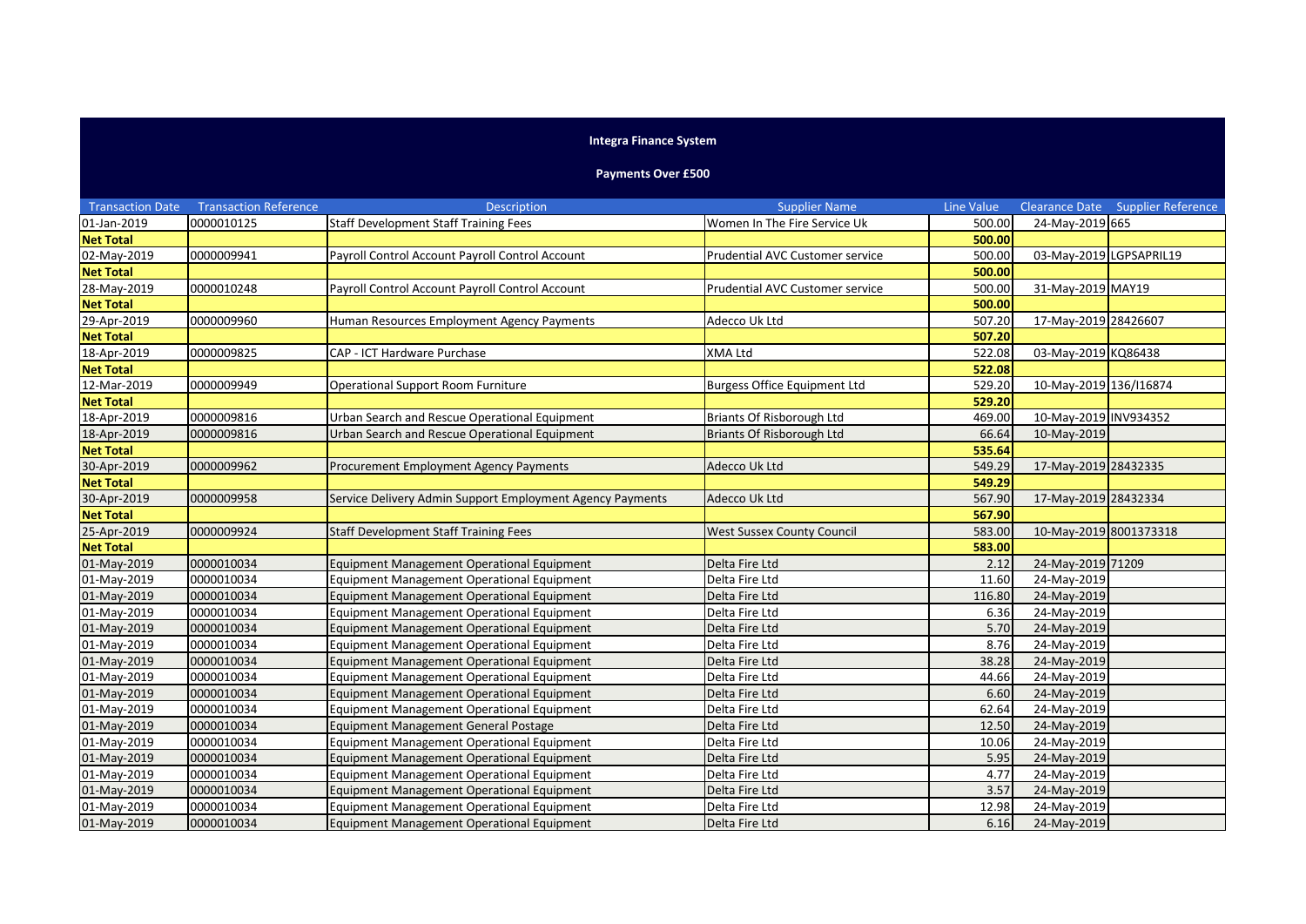# Integra Finance System

## Payments Over £500

| Transaction Date | Transaction Reference | Description | Supplier Name | Line Value | Clearance Date | Supplier Reference |
|---|---|---|---|---|---|---|
| 01-Jan-2019 | 0000010125 | Staff Development Staff Training Fees | Women In The Fire Service Uk | 500.00 | 24-May-2019 | 665 |
| **Net Total** | | | | **500.00** | | |
| 02-May-2019 | 0000009941 | Payroll Control Account Payroll Control Account | Prudential AVC Customer service | 500.00 | 03-May-2019 | LGPSAPRIL19 |
| **Net Total** | | | | **500.00** | | |
| 28-May-2019 | 0000010248 | Payroll Control Account Payroll Control Account | Prudential AVC Customer service | 500.00 | 31-May-2019 | MAY19 |
| **Net Total** | | | | **500.00** | | |
| 29-Apr-2019 | 0000009960 | Human Resources Employment Agency Payments | Adecco Uk Ltd | 507.20 | 17-May-2019 | 28426607 |
| **Net Total** | | | | **507.20** | | |
| 18-Apr-2019 | 0000009825 | CAP - ICT Hardware Purchase | XMA Ltd | 522.08 | 03-May-2019 | KQ86438 |
| **Net Total** | | | | **522.08** | | |
| 12-Mar-2019 | 0000009949 | Operational Support Room Furniture | Burgess Office Equipment Ltd | 529.20 | 10-May-2019 | 136/I16874 |
| **Net Total** | | | | **529.20** | | |
| 18-Apr-2019 | 0000009816 | Urban Search and Rescue Operational Equipment | Briants Of Risborough Ltd | 469.00 | 10-May-2019 | INV934352 |
| 18-Apr-2019 | 0000009816 | Urban Search and Rescue Operational Equipment | Briants Of Risborough Ltd | 66.64 | 10-May-2019 | |
| **Net Total** | | | | **535.64** | | |
| 30-Apr-2019 | 0000009962 | Procurement Employment Agency Payments | Adecco Uk Ltd | 549.29 | 17-May-2019 | 28432335 |
| **Net Total** | | | | **549.29** | | |
| 30-Apr-2019 | 0000009958 | Service Delivery Admin Support Employment Agency Payments | Adecco Uk Ltd | 567.90 | 17-May-2019 | 28432334 |
| **Net Total** | | | | **567.90** | | |
| 25-Apr-2019 | 0000009924 | Staff Development Staff Training Fees | West Sussex County Council | 583.00 | 10-May-2019 | 8001373318 |
| **Net Total** | | | | **583.00** | | |
| 01-May-2019 | 0000010034 | Equipment Management Operational Equipment | Delta Fire Ltd | 2.12 | 24-May-2019 | 71209 |
| 01-May-2019 | 0000010034 | Equipment Management Operational Equipment | Delta Fire Ltd | 11.60 | 24-May-2019 | |
| 01-May-2019 | 0000010034 | Equipment Management Operational Equipment | Delta Fire Ltd | 116.80 | 24-May-2019 | |
| 01-May-2019 | 0000010034 | Equipment Management Operational Equipment | Delta Fire Ltd | 6.36 | 24-May-2019 | |
| 01-May-2019 | 0000010034 | Equipment Management Operational Equipment | Delta Fire Ltd | 5.70 | 24-May-2019 | |
| 01-May-2019 | 0000010034 | Equipment Management Operational Equipment | Delta Fire Ltd | 8.76 | 24-May-2019 | |
| 01-May-2019 | 0000010034 | Equipment Management Operational Equipment | Delta Fire Ltd | 38.28 | 24-May-2019 | |
| 01-May-2019 | 0000010034 | Equipment Management Operational Equipment | Delta Fire Ltd | 44.66 | 24-May-2019 | |
| 01-May-2019 | 0000010034 | Equipment Management Operational Equipment | Delta Fire Ltd | 6.60 | 24-May-2019 | |
| 01-May-2019 | 0000010034 | Equipment Management Operational Equipment | Delta Fire Ltd | 62.64 | 24-May-2019 | |
| 01-May-2019 | 0000010034 | Equipment Management General Postage | Delta Fire Ltd | 12.50 | 24-May-2019 | |
| 01-May-2019 | 0000010034 | Equipment Management Operational Equipment | Delta Fire Ltd | 10.06 | 24-May-2019 | |
| 01-May-2019 | 0000010034 | Equipment Management Operational Equipment | Delta Fire Ltd | 5.95 | 24-May-2019 | |
| 01-May-2019 | 0000010034 | Equipment Management Operational Equipment | Delta Fire Ltd | 4.77 | 24-May-2019 | |
| 01-May-2019 | 0000010034 | Equipment Management Operational Equipment | Delta Fire Ltd | 3.57 | 24-May-2019 | |
| 01-May-2019 | 0000010034 | Equipment Management Operational Equipment | Delta Fire Ltd | 12.98 | 24-May-2019 | |
| 01-May-2019 | 0000010034 | Equipment Management Operational Equipment | Delta Fire Ltd | 6.16 | 24-May-2019 | |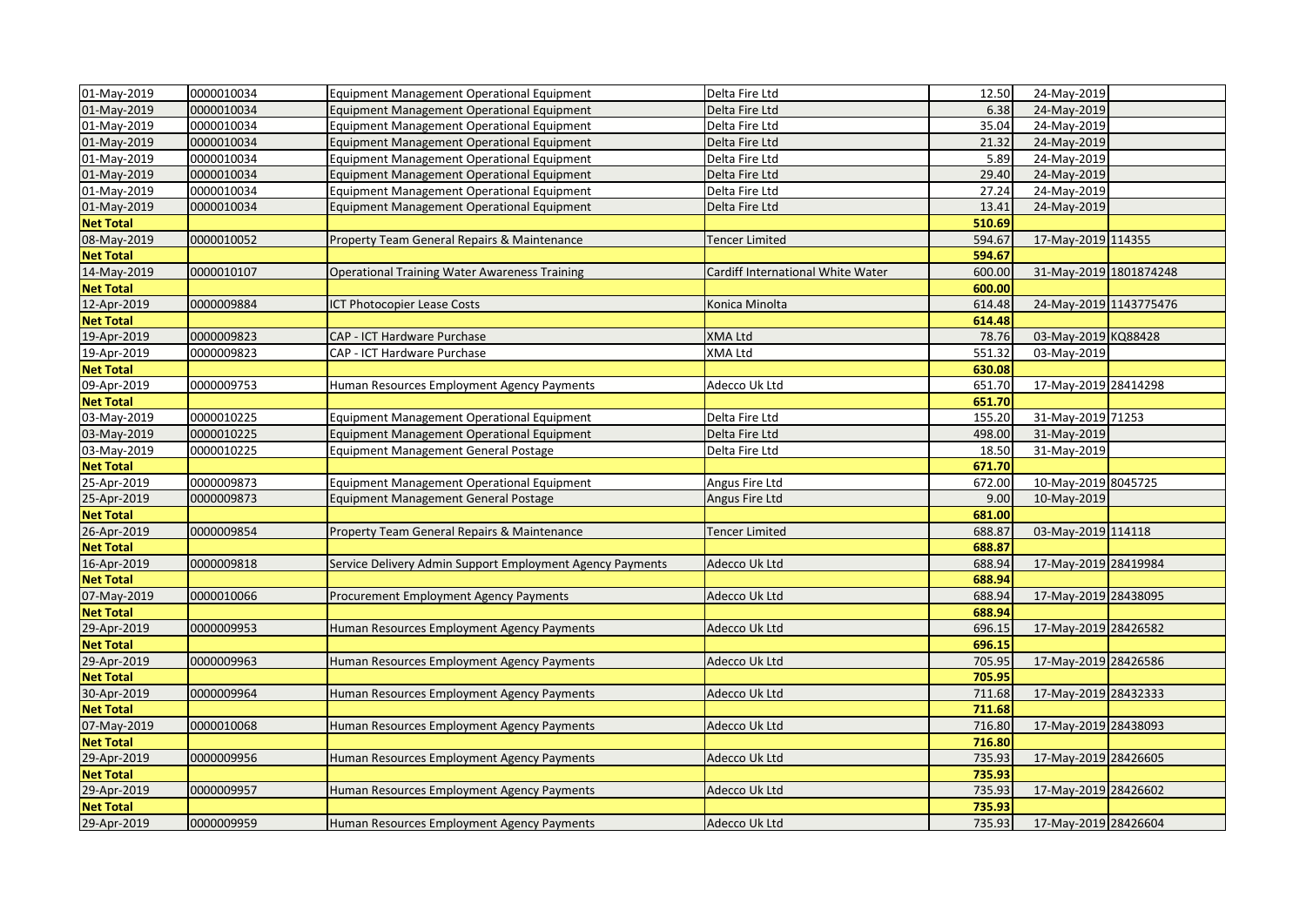| | | | | | | |
|---|---|---|---|---|---|---|
| 01-May-2019 | 0000010034 | Equipment Management Operational Equipment | Delta Fire Ltd | 12.50 | 24-May-2019 | |
| 01-May-2019 | 0000010034 | Equipment Management Operational Equipment | Delta Fire Ltd | 6.38 | 24-May-2019 | |
| 01-May-2019 | 0000010034 | Equipment Management Operational Equipment | Delta Fire Ltd | 35.04 | 24-May-2019 | |
| 01-May-2019 | 0000010034 | Equipment Management Operational Equipment | Delta Fire Ltd | 21.32 | 24-May-2019 | |
| 01-May-2019 | 0000010034 | Equipment Management Operational Equipment | Delta Fire Ltd | 5.89 | 24-May-2019 | |
| 01-May-2019 | 0000010034 | Equipment Management Operational Equipment | Delta Fire Ltd | 29.40 | 24-May-2019 | |
| 01-May-2019 | 0000010034 | Equipment Management Operational Equipment | Delta Fire Ltd | 27.24 | 24-May-2019 | |
| 01-May-2019 | 0000010034 | Equipment Management Operational Equipment | Delta Fire Ltd | 13.41 | 24-May-2019 | |
| **Net Total** | | | | **510.69** | | |
| 08-May-2019 | 0000010052 | Property Team General Repairs & Maintenance | Tencer Limited | 594.67 | 17-May-2019 | 114355 |
| **Net Total** | | | | **594.67** | | |
| 14-May-2019 | 0000010107 | Operational Training Water Awareness Training | Cardiff International White Water | 600.00 | 31-May-2019 | 1801874248 |
| **Net Total** | | | | **600.00** | | |
| 12-Apr-2019 | 0000009884 | ICT Photocopier Lease Costs | Konica Minolta | 614.48 | 24-May-2019 | 1143775476 |
| **Net Total** | | | | **614.48** | | |
| 19-Apr-2019 | 0000009823 | CAP - ICT Hardware Purchase | XMA Ltd | 78.76 | 03-May-2019 | KQ88428 |
| 19-Apr-2019 | 0000009823 | CAP - ICT Hardware Purchase | XMA Ltd | 551.32 | 03-May-2019 | |
| **Net Total** | | | | **630.08** | | |
| 09-Apr-2019 | 0000009753 | Human Resources Employment Agency Payments | Adecco Uk Ltd | 651.70 | 17-May-2019 | 28414298 |
| **Net Total** | | | | **651.70** | | |
| 03-May-2019 | 0000010225 | Equipment Management Operational Equipment | Delta Fire Ltd | 155.20 | 31-May-2019 | 71253 |
| 03-May-2019 | 0000010225 | Equipment Management Operational Equipment | Delta Fire Ltd | 498.00 | 31-May-2019 | |
| 03-May-2019 | 0000010225 | Equipment Management General Postage | Delta Fire Ltd | 18.50 | 31-May-2019 | |
| **Net Total** | | | | **671.70** | | |
| 25-Apr-2019 | 0000009873 | Equipment Management Operational Equipment | Angus Fire Ltd | 672.00 | 10-May-2019 | 8045725 |
| 25-Apr-2019 | 0000009873 | Equipment Management General Postage | Angus Fire Ltd | 9.00 | 10-May-2019 | |
| **Net Total** | | | | **681.00** | | |
| 26-Apr-2019 | 0000009854 | Property Team General Repairs & Maintenance | Tencer Limited | 688.87 | 03-May-2019 | 114118 |
| **Net Total** | | | | **688.87** | | |
| 16-Apr-2019 | 0000009818 | Service Delivery Admin Support Employment Agency Payments | Adecco Uk Ltd | 688.94 | 17-May-2019 | 28419984 |
| **Net Total** | | | | **688.94** | | |
| 07-May-2019 | 0000010066 | Procurement Employment Agency Payments | Adecco Uk Ltd | 688.94 | 17-May-2019 | 28438095 |
| **Net Total** | | | | **688.94** | | |
| 29-Apr-2019 | 0000009953 | Human Resources Employment Agency Payments | Adecco Uk Ltd | 696.15 | 17-May-2019 | 28426582 |
| **Net Total** | | | | **696.15** | | |
| 29-Apr-2019 | 0000009963 | Human Resources Employment Agency Payments | Adecco Uk Ltd | 705.95 | 17-May-2019 | 28426586 |
| **Net Total** | | | | **705.95** | | |
| 30-Apr-2019 | 0000009964 | Human Resources Employment Agency Payments | Adecco Uk Ltd | 711.68 | 17-May-2019 | 28432333 |
| **Net Total** | | | | **711.68** | | |
| 07-May-2019 | 0000010068 | Human Resources Employment Agency Payments | Adecco Uk Ltd | 716.80 | 17-May-2019 | 28438093 |
| **Net Total** | | | | **716.80** | | |
| 29-Apr-2019 | 0000009956 | Human Resources Employment Agency Payments | Adecco Uk Ltd | 735.93 | 17-May-2019 | 28426605 |
| **Net Total** | | | | **735.93** | | |
| 29-Apr-2019 | 0000009957 | Human Resources Employment Agency Payments | Adecco Uk Ltd | 735.93 | 17-May-2019 | 28426602 |
| **Net Total** | | | | **735.93** | | |
| 29-Apr-2019 | 0000009959 | Human Resources Employment Agency Payments | Adecco Uk Ltd | 735.93 | 17-May-2019 | 28426604 |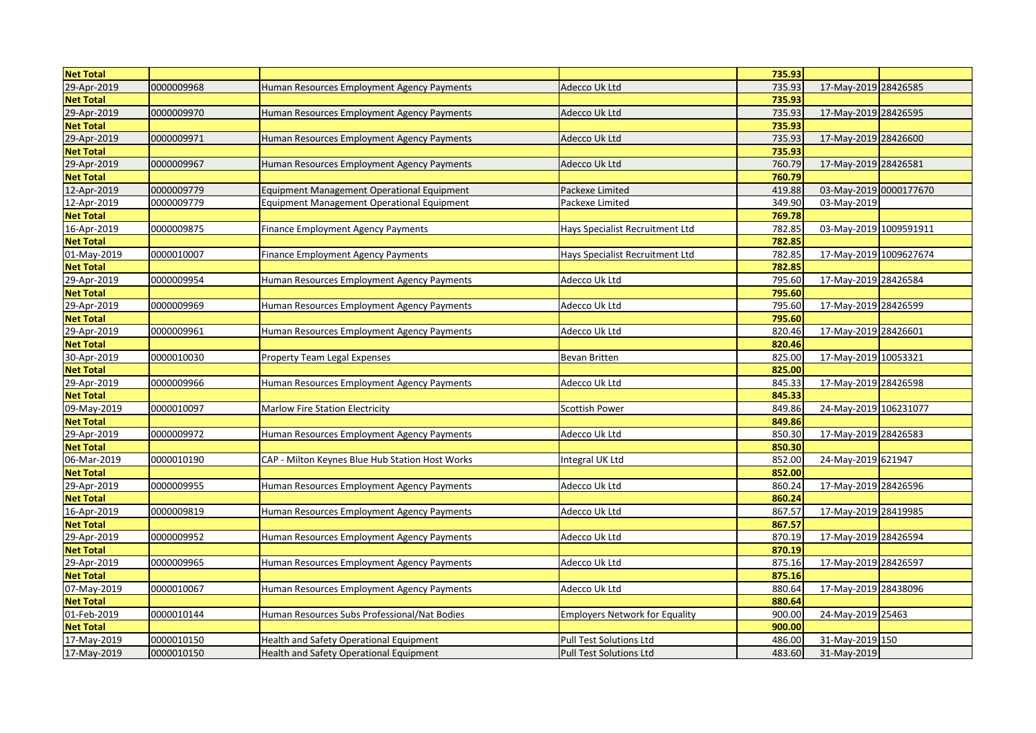| Net Total | | | | 735.93 | | |
|---|---|---|---|---|---|---|
| 29-Apr-2019 | 0000009968 | Human Resources Employment Agency Payments | Adecco Uk Ltd | 735.93 | 17-May-2019 | 28426585 |
| Net Total | | | | 735.93 | | |
| 29-Apr-2019 | 0000009970 | Human Resources Employment Agency Payments | Adecco Uk Ltd | 735.93 | 17-May-2019 | 28426595 |
| Net Total | | | | 735.93 | | |
| 29-Apr-2019 | 0000009971 | Human Resources Employment Agency Payments | Adecco Uk Ltd | 735.93 | 17-May-2019 | 28426600 |
| Net Total | | | | 735.93 | | |
| 29-Apr-2019 | 0000009967 | Human Resources Employment Agency Payments | Adecco Uk Ltd | 760.79 | 17-May-2019 | 28426581 |
| Net Total | | | | 760.79 | | |
| 12-Apr-2019 | 0000009779 | Equipment Management Operational Equipment | Packexe Limited | 419.88 | 03-May-2019 | 0000177670 |
| 12-Apr-2019 | 0000009779 | Equipment Management Operational Equipment | Packexe Limited | 349.90 | 03-May-2019 | |
| Net Total | | | | 769.78 | | |
| 16-Apr-2019 | 0000009875 | Finance Employment Agency Payments | Hays Specialist Recruitment Ltd | 782.85 | 03-May-2019 | 1009591911 |
| Net Total | | | | 782.85 | | |
| 01-May-2019 | 0000010007 | Finance Employment Agency Payments | Hays Specialist Recruitment Ltd | 782.85 | 17-May-2019 | 1009627674 |
| Net Total | | | | 782.85 | | |
| 29-Apr-2019 | 0000009954 | Human Resources Employment Agency Payments | Adecco Uk Ltd | 795.60 | 17-May-2019 | 28426584 |
| Net Total | | | | 795.60 | | |
| 29-Apr-2019 | 0000009969 | Human Resources Employment Agency Payments | Adecco Uk Ltd | 795.60 | 17-May-2019 | 28426599 |
| Net Total | | | | 795.60 | | |
| 29-Apr-2019 | 0000009961 | Human Resources Employment Agency Payments | Adecco Uk Ltd | 820.46 | 17-May-2019 | 28426601 |
| Net Total | | | | 820.46 | | |
| 30-Apr-2019 | 0000010030 | Property Team Legal Expenses | Bevan Britten | 825.00 | 17-May-2019 | 10053321 |
| Net Total | | | | 825.00 | | |
| 29-Apr-2019 | 0000009966 | Human Resources Employment Agency Payments | Adecco Uk Ltd | 845.33 | 17-May-2019 | 28426598 |
| Net Total | | | | 845.33 | | |
| 09-May-2019 | 0000010097 | Marlow Fire Station Electricity | Scottish Power | 849.86 | 24-May-2019 | 106231077 |
| Net Total | | | | 849.86 | | |
| 29-Apr-2019 | 0000009972 | Human Resources Employment Agency Payments | Adecco Uk Ltd | 850.30 | 17-May-2019 | 28426583 |
| Net Total | | | | 850.30 | | |
| 06-Mar-2019 | 0000010190 | CAP - Milton Keynes Blue Hub Station Host Works | Integral UK Ltd | 852.00 | 24-May-2019 | 621947 |
| Net Total | | | | 852.00 | | |
| 29-Apr-2019 | 0000009955 | Human Resources Employment Agency Payments | Adecco Uk Ltd | 860.24 | 17-May-2019 | 28426596 |
| Net Total | | | | 860.24 | | |
| 16-Apr-2019 | 0000009819 | Human Resources Employment Agency Payments | Adecco Uk Ltd | 867.57 | 17-May-2019 | 28419985 |
| Net Total | | | | 867.57 | | |
| 29-Apr-2019 | 0000009952 | Human Resources Employment Agency Payments | Adecco Uk Ltd | 870.19 | 17-May-2019 | 28426594 |
| Net Total | | | | 870.19 | | |
| 29-Apr-2019 | 0000009965 | Human Resources Employment Agency Payments | Adecco Uk Ltd | 875.16 | 17-May-2019 | 28426597 |
| Net Total | | | | 875.16 | | |
| 07-May-2019 | 0000010067 | Human Resources Employment Agency Payments | Adecco Uk Ltd | 880.64 | 17-May-2019 | 28438096 |
| Net Total | | | | 880.64 | | |
| 01-Feb-2019 | 0000010144 | Human Resources Subs Professional/Nat Bodies | Employers Network for Equality | 900.00 | 24-May-2019 | 25463 |
| Net Total | | | | 900.00 | | |
| 17-May-2019 | 0000010150 | Health and Safety Operational Equipment | Pull Test Solutions Ltd | 486.00 | 31-May-2019 | 150 |
| 17-May-2019 | 0000010150 | Health and Safety Operational Equipment | Pull Test Solutions Ltd | 483.60 | 31-May-2019 | |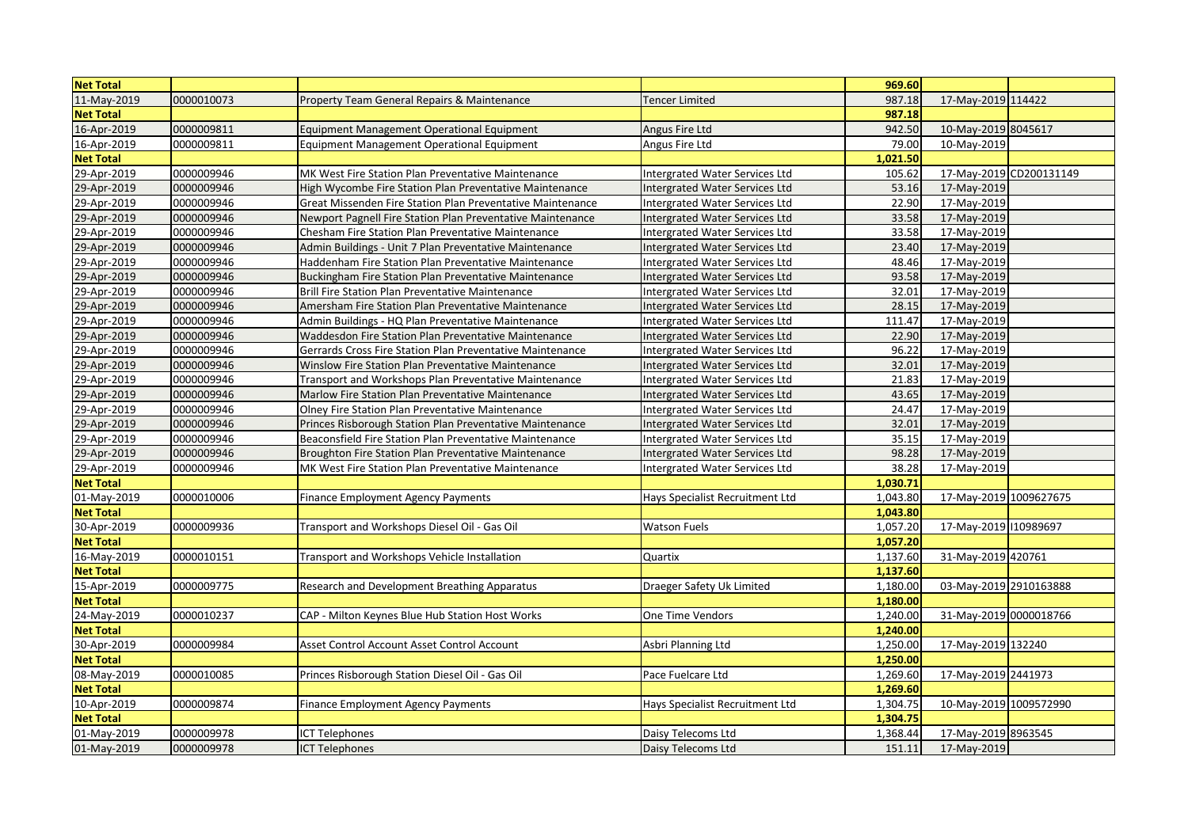| Net Total | | | | 969.60 | | |
|---|---|---|---|---|---|---|
| 11-May-2019 | 0000010073 | Property Team General Repairs & Maintenance | Tencer Limited | 987.18 | 17-May-2019 | 114422 |
| Net Total | | | | 987.18 | | |
| 16-Apr-2019 | 0000009811 | Equipment Management Operational Equipment | Angus Fire Ltd | 942.50 | 10-May-2019 | 8045617 |
| 16-Apr-2019 | 0000009811 | Equipment Management Operational Equipment | Angus Fire Ltd | 79.00 | 10-May-2019 | |
| Net Total | | | | 1,021.50 | | |
| 29-Apr-2019 | 0000009946 | MK West Fire Station Plan Preventative Maintenance | Intergrated Water Services Ltd | 105.62 | 17-May-2019 | CD200131149 |
| 29-Apr-2019 | 0000009946 | High Wycombe Fire Station Plan Preventative Maintenance | Intergrated Water Services Ltd | 53.16 | 17-May-2019 | |
| 29-Apr-2019 | 0000009946 | Great Missenden Fire Station Plan Preventative Maintenance | Intergrated Water Services Ltd | 22.90 | 17-May-2019 | |
| 29-Apr-2019 | 0000009946 | Newport Pagnell Fire Station Plan Preventative Maintenance | Intergrated Water Services Ltd | 33.58 | 17-May-2019 | |
| 29-Apr-2019 | 0000009946 | Chesham Fire Station Plan Preventative Maintenance | Intergrated Water Services Ltd | 33.58 | 17-May-2019 | |
| 29-Apr-2019 | 0000009946 | Admin Buildings - Unit 7 Plan Preventative Maintenance | Intergrated Water Services Ltd | 23.40 | 17-May-2019 | |
| 29-Apr-2019 | 0000009946 | Haddenham Fire Station Plan Preventative Maintenance | Intergrated Water Services Ltd | 48.46 | 17-May-2019 | |
| 29-Apr-2019 | 0000009946 | Buckingham Fire Station Plan Preventative Maintenance | Intergrated Water Services Ltd | 93.58 | 17-May-2019 | |
| 29-Apr-2019 | 0000009946 | Brill Fire Station Plan Preventative Maintenance | Intergrated Water Services Ltd | 32.01 | 17-May-2019 | |
| 29-Apr-2019 | 0000009946 | Amersham Fire Station Plan Preventative Maintenance | Intergrated Water Services Ltd | 28.15 | 17-May-2019 | |
| 29-Apr-2019 | 0000009946 | Admin Buildings - HQ Plan Preventative Maintenance | Intergrated Water Services Ltd | 111.47 | 17-May-2019 | |
| 29-Apr-2019 | 0000009946 | Waddesdon Fire Station Plan Preventative Maintenance | Intergrated Water Services Ltd | 22.90 | 17-May-2019 | |
| 29-Apr-2019 | 0000009946 | Gerrards Cross Fire Station Plan Preventative Maintenance | Intergrated Water Services Ltd | 96.22 | 17-May-2019 | |
| 29-Apr-2019 | 0000009946 | Winslow Fire Station Plan Preventative Maintenance | Intergrated Water Services Ltd | 32.01 | 17-May-2019 | |
| 29-Apr-2019 | 0000009946 | Transport and Workshops Plan Preventative Maintenance | Intergrated Water Services Ltd | 21.83 | 17-May-2019 | |
| 29-Apr-2019 | 0000009946 | Marlow Fire Station Plan Preventative Maintenance | Intergrated Water Services Ltd | 43.65 | 17-May-2019 | |
| 29-Apr-2019 | 0000009946 | Olney Fire Station Plan Preventative Maintenance | Intergrated Water Services Ltd | 24.47 | 17-May-2019 | |
| 29-Apr-2019 | 0000009946 | Princes Risborough Station Plan Preventative Maintenance | Intergrated Water Services Ltd | 32.01 | 17-May-2019 | |
| 29-Apr-2019 | 0000009946 | Beaconsfield Fire Station Plan Preventative Maintenance | Intergrated Water Services Ltd | 35.15 | 17-May-2019 | |
| 29-Apr-2019 | 0000009946 | Broughton Fire Station Plan Preventative Maintenance | Intergrated Water Services Ltd | 98.28 | 17-May-2019 | |
| 29-Apr-2019 | 0000009946 | MK West Fire Station Plan Preventative Maintenance | Intergrated Water Services Ltd | 38.28 | 17-May-2019 | |
| Net Total | | | | 1,030.71 | | |
| 01-May-2019 | 0000010006 | Finance Employment Agency Payments | Hays Specialist Recruitment Ltd | 1,043.80 | 17-May-2019 | 1009627675 |
| Net Total | | | | 1,043.80 | | |
| 30-Apr-2019 | 0000009936 | Transport and Workshops Diesel Oil - Gas Oil | Watson Fuels | 1,057.20 | 17-May-2019 | I10989697 |
| Net Total | | | | 1,057.20 | | |
| 16-May-2019 | 0000010151 | Transport and Workshops Vehicle Installation | Quartix | 1,137.60 | 31-May-2019 | 420761 |
| Net Total | | | | 1,137.60 | | |
| 15-Apr-2019 | 0000009775 | Research and Development Breathing Apparatus | Draeger Safety Uk Limited | 1,180.00 | 03-May-2019 | 2910163888 |
| Net Total | | | | 1,180.00 | | |
| 24-May-2019 | 0000010237 | CAP - Milton Keynes Blue Hub Station Host Works | One Time Vendors | 1,240.00 | 31-May-2019 | 0000018766 |
| Net Total | | | | 1,240.00 | | |
| 30-Apr-2019 | 0000009984 | Asset Control Account Asset Control Account | Asbri Planning Ltd | 1,250.00 | 17-May-2019 | 132240 |
| Net Total | | | | 1,250.00 | | |
| 08-May-2019 | 0000010085 | Princes Risborough Station Diesel Oil - Gas Oil | Pace Fuelcare Ltd | 1,269.60 | 17-May-2019 | 2441973 |
| Net Total | | | | 1,269.60 | | |
| 10-Apr-2019 | 0000009874 | Finance Employment Agency Payments | Hays Specialist Recruitment Ltd | 1,304.75 | 10-May-2019 | 1009572990 |
| Net Total | | | | 1,304.75 | | |
| 01-May-2019 | 0000009978 | ICT Telephones | Daisy Telecoms Ltd | 1,368.44 | 17-May-2019 | 8963545 |
| 01-May-2019 | 0000009978 | ICT Telephones | Daisy Telecoms Ltd | 151.11 | 17-May-2019 | |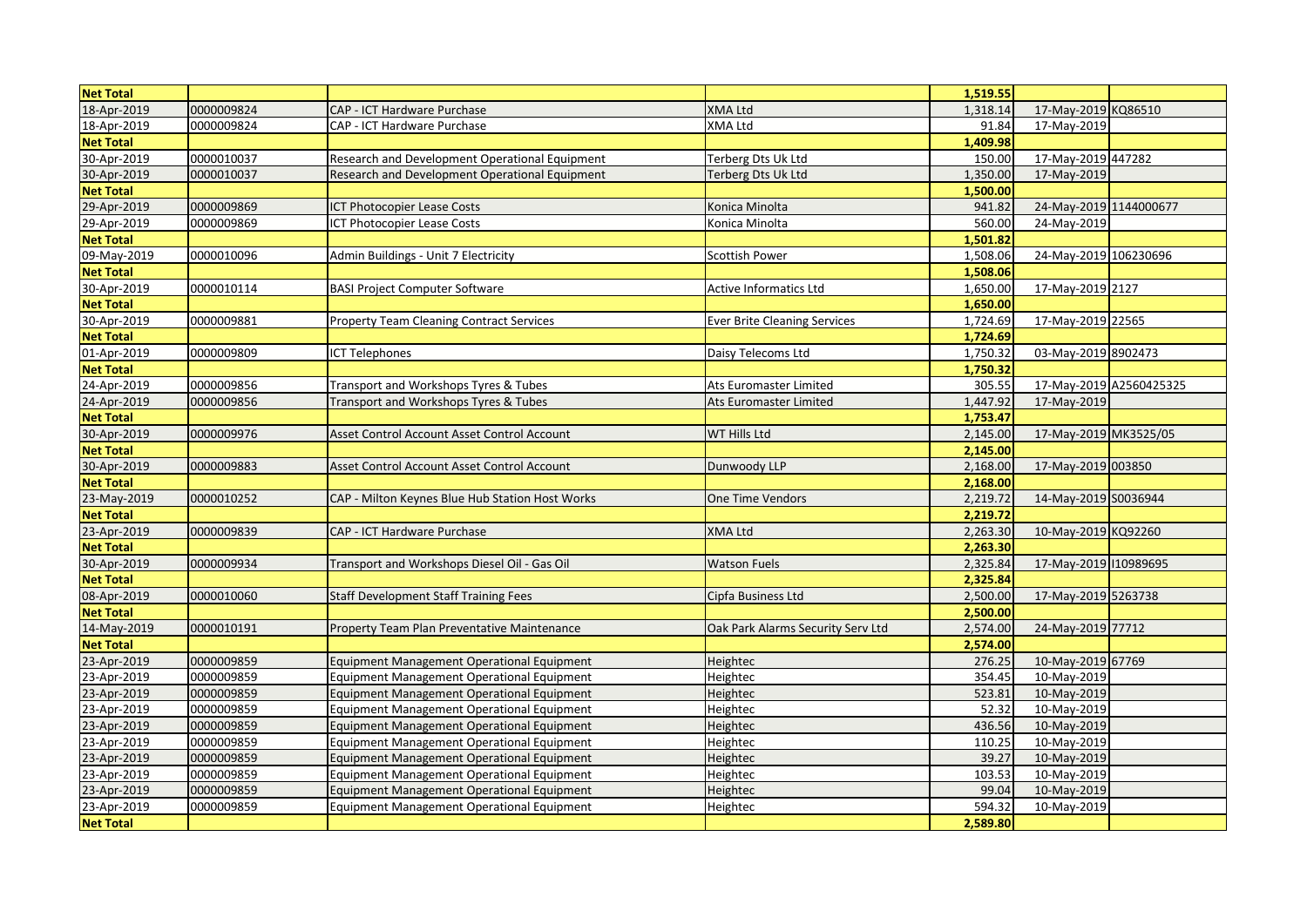| Net Total | | | | 1,519.55 | | |
|---|---|---|---|---|---|---|
| 18-Apr-2019 | 0000009824 | CAP - ICT Hardware Purchase | XMA Ltd | 1,318.14 | 17-May-2019 | KQ86510 |
| 18-Apr-2019 | 0000009824 | CAP - ICT Hardware Purchase | XMA Ltd | 91.84 | 17-May-2019 | |
| **Net Total** | | | | **1,409.98** | | |
| 30-Apr-2019 | 0000010037 | Research and Development Operational Equipment | Terberg Dts Uk Ltd | 150.00 | 17-May-2019 | 447282 |
| 30-Apr-2019 | 0000010037 | Research and Development Operational Equipment | Terberg Dts Uk Ltd | 1,350.00 | 17-May-2019 | |
| **Net Total** | | | | **1,500.00** | | |
| 29-Apr-2019 | 0000009869 | ICT Photocopier Lease Costs | Konica Minolta | 941.82 | 24-May-2019 | 1144000677 |
| 29-Apr-2019 | 0000009869 | ICT Photocopier Lease Costs | Konica Minolta | 560.00 | 24-May-2019 | |
| **Net Total** | | | | **1,501.82** | | |
| 09-May-2019 | 0000010096 | Admin Buildings - Unit 7 Electricity | Scottish Power | 1,508.06 | 24-May-2019 | 106230696 |
| **Net Total** | | | | **1,508.06** | | |
| 30-Apr-2019 | 0000010114 | BASI Project Computer Software | Active Informatics Ltd | 1,650.00 | 17-May-2019 | 2127 |
| **Net Total** | | | | **1,650.00** | | |
| 30-Apr-2019 | 0000009881 | Property Team Cleaning Contract Services | Ever Brite Cleaning Services | 1,724.69 | 17-May-2019 | 22565 |
| **Net Total** | | | | **1,724.69** | | |
| 01-Apr-2019 | 0000009809 | ICT Telephones | Daisy Telecoms Ltd | 1,750.32 | 03-May-2019 | 8902473 |
| **Net Total** | | | | **1,750.32** | | |
| 24-Apr-2019 | 0000009856 | Transport and Workshops Tyres & Tubes | Ats Euromaster Limited | 305.55 | 17-May-2019 | A2560425325 |
| 24-Apr-2019 | 0000009856 | Transport and Workshops Tyres & Tubes | Ats Euromaster Limited | 1,447.92 | 17-May-2019 | |
| **Net Total** | | | | **1,753.47** | | |
| 30-Apr-2019 | 0000009976 | Asset Control Account Asset Control Account | WT Hills Ltd | 2,145.00 | 17-May-2019 | MK3525/05 |
| **Net Total** | | | | **2,145.00** | | |
| 30-Apr-2019 | 0000009883 | Asset Control Account Asset Control Account | Dunwoody LLP | 2,168.00 | 17-May-2019 | 003850 |
| **Net Total** | | | | **2,168.00** | | |
| 23-May-2019 | 0000010252 | CAP - Milton Keynes Blue Hub Station Host Works | One Time Vendors | 2,219.72 | 14-May-2019 | S0036944 |
| **Net Total** | | | | **2,219.72** | | |
| 23-Apr-2019 | 0000009839 | CAP - ICT Hardware Purchase | XMA Ltd | 2,263.30 | 10-May-2019 | KQ92260 |
| **Net Total** | | | | **2,263.30** | | |
| 30-Apr-2019 | 0000009934 | Transport and Workshops Diesel Oil - Gas Oil | Watson Fuels | 2,325.84 | 17-May-2019 | I10989695 |
| **Net Total** | | | | **2,325.84** | | |
| 08-Apr-2019 | 0000010060 | Staff Development Staff Training Fees | Cipfa Business Ltd | 2,500.00 | 17-May-2019 | 5263738 |
| **Net Total** | | | | **2,500.00** | | |
| 14-May-2019 | 0000010191 | Property Team Plan Preventative Maintenance | Oak Park Alarms Security Serv Ltd | 2,574.00 | 24-May-2019 | 77712 |
| **Net Total** | | | | **2,574.00** | | |
| 23-Apr-2019 | 0000009859 | Equipment Management Operational Equipment | Heightec | 276.25 | 10-May-2019 | 67769 |
| 23-Apr-2019 | 0000009859 | Equipment Management Operational Equipment | Heightec | 354.45 | 10-May-2019 | |
| 23-Apr-2019 | 0000009859 | Equipment Management Operational Equipment | Heightec | 523.81 | 10-May-2019 | |
| 23-Apr-2019 | 0000009859 | Equipment Management Operational Equipment | Heightec | 52.32 | 10-May-2019 | |
| 23-Apr-2019 | 0000009859 | Equipment Management Operational Equipment | Heightec | 436.56 | 10-May-2019 | |
| 23-Apr-2019 | 0000009859 | Equipment Management Operational Equipment | Heightec | 110.25 | 10-May-2019 | |
| 23-Apr-2019 | 0000009859 | Equipment Management Operational Equipment | Heightec | 39.27 | 10-May-2019 | |
| 23-Apr-2019 | 0000009859 | Equipment Management Operational Equipment | Heightec | 103.53 | 10-May-2019 | |
| 23-Apr-2019 | 0000009859 | Equipment Management Operational Equipment | Heightec | 99.04 | 10-May-2019 | |
| 23-Apr-2019 | 0000009859 | Equipment Management Operational Equipment | Heightec | 594.32 | 10-May-2019 | |
| **Net Total** | | | | **2,589.80** | | |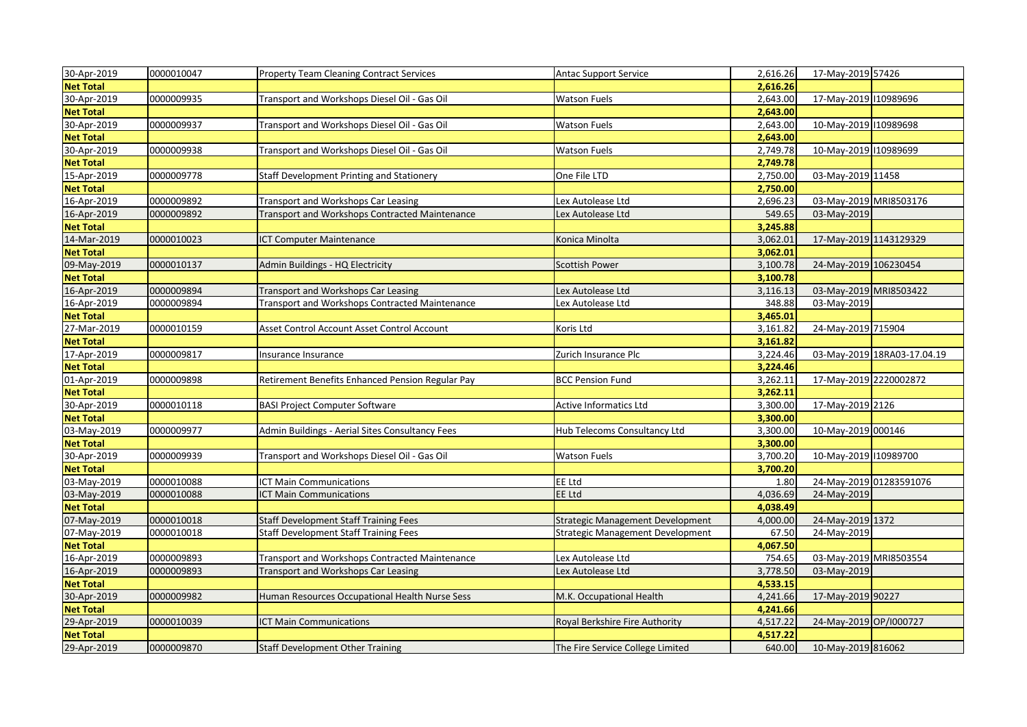| | | | | | | |
|---|---|---|---|---|---|---|
| 30-Apr-2019 | 0000010047 | Property Team Cleaning Contract Services | Antac Support Service | 2,616.26 | 17-May-2019 | 57426 |
| **Net Total** | | | | **2,616.26** | | |
| 30-Apr-2019 | 0000009935 | Transport and Workshops Diesel Oil - Gas Oil | Watson Fuels | 2,643.00 | 17-May-2019 | I10989696 |
| **Net Total** | | | | **2,643.00** | | |
| 30-Apr-2019 | 0000009937 | Transport and Workshops Diesel Oil - Gas Oil | Watson Fuels | 2,643.00 | 10-May-2019 | I10989698 |
| **Net Total** | | | | **2,643.00** | | |
| 30-Apr-2019 | 0000009938 | Transport and Workshops Diesel Oil - Gas Oil | Watson Fuels | 2,749.78 | 10-May-2019 | I10989699 |
| **Net Total** | | | | **2,749.78** | | |
| 15-Apr-2019 | 0000009778 | Staff Development Printing and Stationery | One File LTD | 2,750.00 | 03-May-2019 | 11458 |
| **Net Total** | | | | **2,750.00** | | |
| 16-Apr-2019 | 0000009892 | Transport and Workshops Car Leasing | Lex Autolease Ltd | 2,696.23 | 03-May-2019 | MRI8503176 |
| 16-Apr-2019 | 0000009892 | Transport and Workshops Contracted Maintenance | Lex Autolease Ltd | 549.65 | 03-May-2019 | |
| **Net Total** | | | | **3,245.88** | | |
| 14-Mar-2019 | 0000010023 | ICT Computer Maintenance | Konica Minolta | 3,062.01 | 17-May-2019 | 1143129329 |
| **Net Total** | | | | **3,062.01** | | |
| 09-May-2019 | 0000010137 | Admin Buildings - HQ Electricity | Scottish Power | 3,100.78 | 24-May-2019 | 106230454 |
| **Net Total** | | | | **3,100.78** | | |
| 16-Apr-2019 | 0000009894 | Transport and Workshops Car Leasing | Lex Autolease Ltd | 3,116.13 | 03-May-2019 | MRI8503422 |
| 16-Apr-2019 | 0000009894 | Transport and Workshops Contracted Maintenance | Lex Autolease Ltd | 348.88 | 03-May-2019 | |
| **Net Total** | | | | **3,465.01** | | |
| 27-Mar-2019 | 0000010159 | Asset Control Account Asset Control Account | Koris Ltd | 3,161.82 | 24-May-2019 | 715904 |
| **Net Total** | | | | **3,161.82** | | |
| 17-Apr-2019 | 0000009817 | Insurance Insurance | Zurich Insurance Plc | 3,224.46 | 03-May-2019 | 18RA03-17.04.19 |
| **Net Total** | | | | **3,224.46** | | |
| 01-Apr-2019 | 0000009898 | Retirement Benefits Enhanced Pension Regular Pay | BCC Pension Fund | 3,262.11 | 17-May-2019 | 2220002872 |
| **Net Total** | | | | **3,262.11** | | |
| 30-Apr-2019 | 0000010118 | BASI Project Computer Software | Active Informatics Ltd | 3,300.00 | 17-May-2019 | 2126 |
| **Net Total** | | | | **3,300.00** | | |
| 03-May-2019 | 0000009977 | Admin Buildings - Aerial Sites Consultancy Fees | Hub Telecoms Consultancy Ltd | 3,300.00 | 10-May-2019 | 000146 |
| **Net Total** | | | | **3,300.00** | | |
| 30-Apr-2019 | 0000009939 | Transport and Workshops Diesel Oil - Gas Oil | Watson Fuels | 3,700.20 | 10-May-2019 | I10989700 |
| **Net Total** | | | | **3,700.20** | | |
| 03-May-2019 | 0000010088 | ICT Main Communications | EE Ltd | 1.80 | 24-May-2019 | 01283591076 |
| 03-May-2019 | 0000010088 | ICT Main Communications | EE Ltd | 4,036.69 | 24-May-2019 | |
| **Net Total** | | | | **4,038.49** | | |
| 07-May-2019 | 0000010018 | Staff Development Staff Training Fees | Strategic Management Development | 4,000.00 | 24-May-2019 | 1372 |
| 07-May-2019 | 0000010018 | Staff Development Staff Training Fees | Strategic Management Development | 67.50 | 24-May-2019 | |
| **Net Total** | | | | **4,067.50** | | |
| 16-Apr-2019 | 0000009893 | Transport and Workshops Contracted Maintenance | Lex Autolease Ltd | 754.65 | 03-May-2019 | MRI8503554 |
| 16-Apr-2019 | 0000009893 | Transport and Workshops Car Leasing | Lex Autolease Ltd | 3,778.50 | 03-May-2019 | |
| **Net Total** | | | | **4,533.15** | | |
| 30-Apr-2019 | 0000009982 | Human Resources Occupational Health Nurse Sess | M.K. Occupational Health | 4,241.66 | 17-May-2019 | 90227 |
| **Net Total** | | | | **4,241.66** | | |
| 29-Apr-2019 | 0000010039 | ICT Main Communications | Royal Berkshire Fire Authority | 4,517.22 | 24-May-2019 | OP/I000727 |
| **Net Total** | | | | **4,517.22** | | |
| 29-Apr-2019 | 0000009870 | Staff Development Other Training | The Fire Service College Limited | 640.00 | 10-May-2019 | 816062 |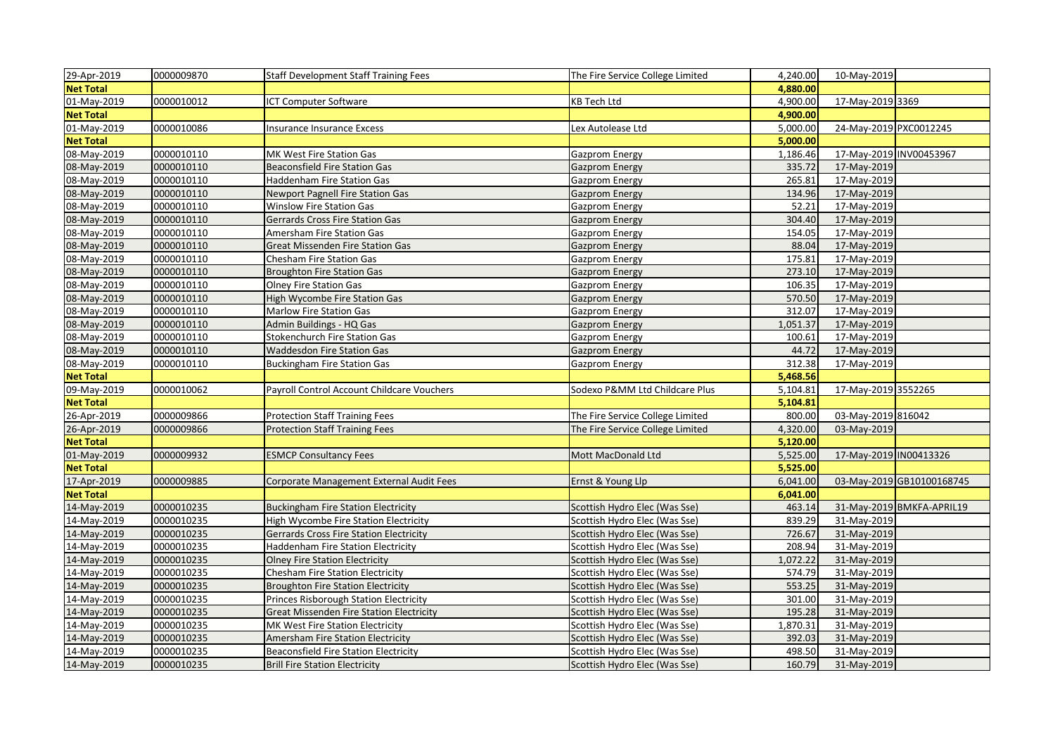| | | | | | | |
|---|---|---|---|---|---|---|
| 29-Apr-2019 | 0000009870 | Staff Development Staff Training Fees | The Fire Service College Limited | 4,240.00 | 10-May-2019 | |
| **Net Total** | | | | **4,880.00** | | |
| 01-May-2019 | 0000010012 | ICT Computer Software | KB Tech Ltd | 4,900.00 | 17-May-2019 | 3369 |
| **Net Total** | | | | **4,900.00** | | |
| 01-May-2019 | 0000010086 | Insurance Insurance Excess | Lex Autolease Ltd | 5,000.00 | 24-May-2019 | PXC0012245 |
| **Net Total** | | | | **5,000.00** | | |
| 08-May-2019 | 0000010110 | MK West Fire Station Gas | Gazprom Energy | 1,186.46 | 17-May-2019 | INV00453967 |
| 08-May-2019 | 0000010110 | Beaconsfield Fire Station Gas | Gazprom Energy | 335.72 | 17-May-2019 | |
| 08-May-2019 | 0000010110 | Haddenham Fire Station Gas | Gazprom Energy | 265.81 | 17-May-2019 | |
| 08-May-2019 | 0000010110 | Newport Pagnell Fire Station Gas | Gazprom Energy | 134.96 | 17-May-2019 | |
| 08-May-2019 | 0000010110 | Winslow Fire Station Gas | Gazprom Energy | 52.21 | 17-May-2019 | |
| 08-May-2019 | 0000010110 | Gerrards Cross Fire Station Gas | Gazprom Energy | 304.40 | 17-May-2019 | |
| 08-May-2019 | 0000010110 | Amersham Fire Station Gas | Gazprom Energy | 154.05 | 17-May-2019 | |
| 08-May-2019 | 0000010110 | Great Missenden Fire Station Gas | Gazprom Energy | 88.04 | 17-May-2019 | |
| 08-May-2019 | 0000010110 | Chesham Fire Station Gas | Gazprom Energy | 175.81 | 17-May-2019 | |
| 08-May-2019 | 0000010110 | Broughton Fire Station Gas | Gazprom Energy | 273.10 | 17-May-2019 | |
| 08-May-2019 | 0000010110 | Olney Fire Station Gas | Gazprom Energy | 106.35 | 17-May-2019 | |
| 08-May-2019 | 0000010110 | High Wycombe Fire Station Gas | Gazprom Energy | 570.50 | 17-May-2019 | |
| 08-May-2019 | 0000010110 | Marlow Fire Station Gas | Gazprom Energy | 312.07 | 17-May-2019 | |
| 08-May-2019 | 0000010110 | Admin Buildings - HQ Gas | Gazprom Energy | 1,051.37 | 17-May-2019 | |
| 08-May-2019 | 0000010110 | Stokenchurch Fire Station Gas | Gazprom Energy | 100.61 | 17-May-2019 | |
| 08-May-2019 | 0000010110 | Waddesdon Fire Station Gas | Gazprom Energy | 44.72 | 17-May-2019 | |
| 08-May-2019 | 0000010110 | Buckingham Fire Station Gas | Gazprom Energy | 312.38 | 17-May-2019 | |
| **Net Total** | | | | **5,468.56** | | |
| 09-May-2019 | 0000010062 | Payroll Control Account Childcare Vouchers | Sodexo P&MM Ltd Childcare Plus | 5,104.81 | 17-May-2019 | 3552265 |
| **Net Total** | | | | **5,104.81** | | |
| 26-Apr-2019 | 0000009866 | Protection Staff Training Fees | The Fire Service College Limited | 800.00 | 03-May-2019 | 816042 |
| 26-Apr-2019 | 0000009866 | Protection Staff Training Fees | The Fire Service College Limited | 4,320.00 | 03-May-2019 | |
| **Net Total** | | | | **5,120.00** | | |
| 01-May-2019 | 0000009932 | ESMCP Consultancy Fees | Mott MacDonald Ltd | 5,525.00 | 17-May-2019 | IN00413326 |
| **Net Total** | | | | **5,525.00** | | |
| 17-Apr-2019 | 0000009885 | Corporate Management External Audit Fees | Ernst & Young Llp | 6,041.00 | 03-May-2019 | GB10100168745 |
| **Net Total** | | | | **6,041.00** | | |
| 14-May-2019 | 0000010235 | Buckingham Fire Station Electricity | Scottish Hydro Elec (Was Sse) | 463.14 | 31-May-2019 | BMKFA-APRIL19 |
| 14-May-2019 | 0000010235 | High Wycombe Fire Station Electricity | Scottish Hydro Elec (Was Sse) | 839.29 | 31-May-2019 | |
| 14-May-2019 | 0000010235 | Gerrards Cross Fire Station Electricity | Scottish Hydro Elec (Was Sse) | 726.67 | 31-May-2019 | |
| 14-May-2019 | 0000010235 | Haddenham Fire Station Electricity | Scottish Hydro Elec (Was Sse) | 208.94 | 31-May-2019 | |
| 14-May-2019 | 0000010235 | Olney Fire Station Electricity | Scottish Hydro Elec (Was Sse) | 1,072.22 | 31-May-2019 | |
| 14-May-2019 | 0000010235 | Chesham Fire Station Electricity | Scottish Hydro Elec (Was Sse) | 574.79 | 31-May-2019 | |
| 14-May-2019 | 0000010235 | Broughton Fire Station Electricity | Scottish Hydro Elec (Was Sse) | 553.25 | 31-May-2019 | |
| 14-May-2019 | 0000010235 | Princes Risborough Station Electricity | Scottish Hydro Elec (Was Sse) | 301.00 | 31-May-2019 | |
| 14-May-2019 | 0000010235 | Great Missenden Fire Station Electricity | Scottish Hydro Elec (Was Sse) | 195.28 | 31-May-2019 | |
| 14-May-2019 | 0000010235 | MK West Fire Station Electricity | Scottish Hydro Elec (Was Sse) | 1,870.31 | 31-May-2019 | |
| 14-May-2019 | 0000010235 | Amersham Fire Station Electricity | Scottish Hydro Elec (Was Sse) | 392.03 | 31-May-2019 | |
| 14-May-2019 | 0000010235 | Beaconsfield Fire Station Electricity | Scottish Hydro Elec (Was Sse) | 498.50 | 31-May-2019 | |
| 14-May-2019 | 0000010235 | Brill Fire Station Electricity | Scottish Hydro Elec (Was Sse) | 160.79 | 31-May-2019 | |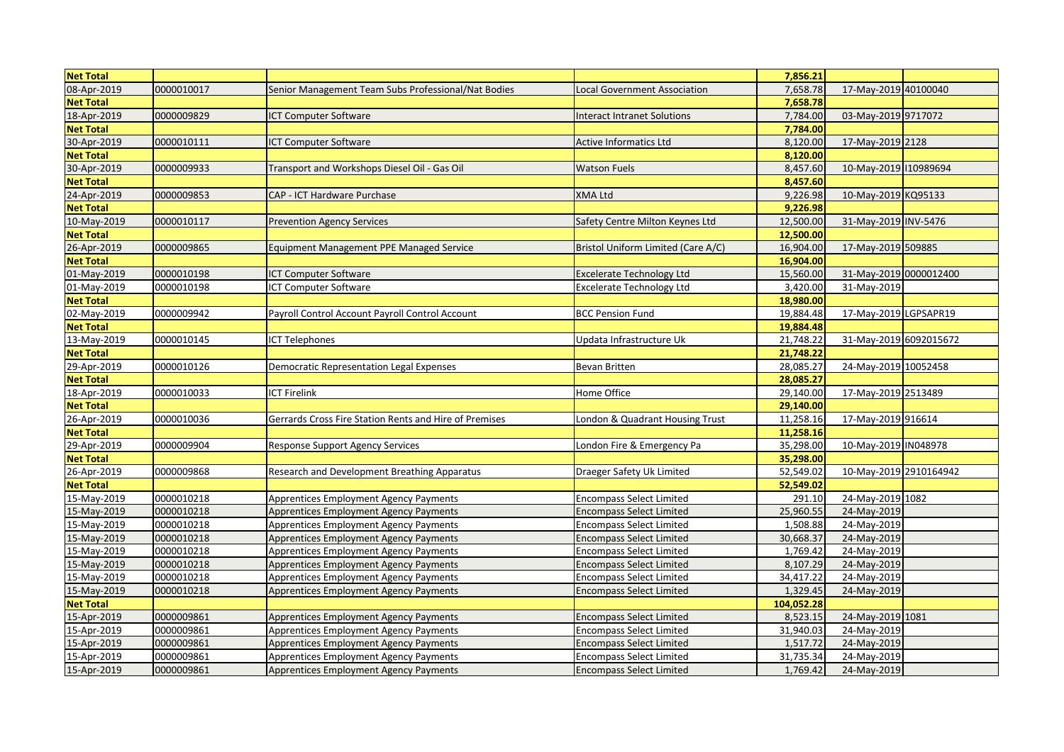| Net Total | | | | 7,856.21 | | |
|---|---|---|---|---|---|---|
| 08-Apr-2019 | 0000010017 | Senior Management Team Subs Professional/Nat Bodies | Local Government Association | 7,658.78 | 17-May-2019 | 40100040 |
| Net Total | | | | 7,658.78 | | |
| 18-Apr-2019 | 0000009829 | ICT Computer Software | Interact Intranet Solutions | 7,784.00 | 03-May-2019 | 9717072 |
| Net Total | | | | 7,784.00 | | |
| 30-Apr-2019 | 0000010111 | ICT Computer Software | Active Informatics Ltd | 8,120.00 | 17-May-2019 | 2128 |
| Net Total | | | | 8,120.00 | | |
| 30-Apr-2019 | 0000009933 | Transport and Workshops Diesel Oil - Gas Oil | Watson Fuels | 8,457.60 | 10-May-2019 | I10989694 |
| Net Total | | | | 8,457.60 | | |
| 24-Apr-2019 | 0000009853 | CAP - ICT Hardware Purchase | XMA Ltd | 9,226.98 | 10-May-2019 | KQ95133 |
| Net Total | | | | 9,226.98 | | |
| 10-May-2019 | 0000010117 | Prevention Agency Services | Safety Centre Milton Keynes Ltd | 12,500.00 | 31-May-2019 | INV-5476 |
| Net Total | | | | 12,500.00 | | |
| 26-Apr-2019 | 0000009865 | Equipment Management PPE Managed Service | Bristol Uniform Limited (Care A/C) | 16,904.00 | 17-May-2019 | 509885 |
| Net Total | | | | 16,904.00 | | |
| 01-May-2019 | 0000010198 | ICT Computer Software | Excelerate Technology Ltd | 15,560.00 | 31-May-2019 | 0000012400 |
| 01-May-2019 | 0000010198 | ICT Computer Software | Excelerate Technology Ltd | 3,420.00 | 31-May-2019 | |
| Net Total | | | | 18,980.00 | | |
| 02-May-2019 | 0000009942 | Payroll Control Account Payroll Control Account | BCC Pension Fund | 19,884.48 | 17-May-2019 | LGPSAPR19 |
| Net Total | | | | 19,884.48 | | |
| 13-May-2019 | 0000010145 | ICT Telephones | Updata Infrastructure Uk | 21,748.22 | 31-May-2019 | 6092015672 |
| Net Total | | | | 21,748.22 | | |
| 29-Apr-2019 | 0000010126 | Democratic Representation Legal Expenses | Bevan Britten | 28,085.27 | 24-May-2019 | 10052458 |
| Net Total | | | | 28,085.27 | | |
| 18-Apr-2019 | 0000010033 | ICT Firelink | Home Office | 29,140.00 | 17-May-2019 | 2513489 |
| Net Total | | | | 29,140.00 | | |
| 26-Apr-2019 | 0000010036 | Gerrards Cross Fire Station Rents and Hire of Premises | London & Quadrant Housing Trust | 11,258.16 | 17-May-2019 | 916614 |
| Net Total | | | | 11,258.16 | | |
| 29-Apr-2019 | 0000009904 | Response Support Agency Services | London Fire & Emergency Pa | 35,298.00 | 10-May-2019 | IN048978 |
| Net Total | | | | 35,298.00 | | |
| 26-Apr-2019 | 0000009868 | Research and Development Breathing Apparatus | Draeger Safety Uk Limited | 52,549.02 | 10-May-2019 | 2910164942 |
| Net Total | | | | 52,549.02 | | |
| 15-May-2019 | 0000010218 | Apprentices Employment Agency Payments | Encompass Select Limited | 291.10 | 24-May-2019 | 1082 |
| 15-May-2019 | 0000010218 | Apprentices Employment Agency Payments | Encompass Select Limited | 25,960.55 | 24-May-2019 | |
| 15-May-2019 | 0000010218 | Apprentices Employment Agency Payments | Encompass Select Limited | 1,508.88 | 24-May-2019 | |
| 15-May-2019 | 0000010218 | Apprentices Employment Agency Payments | Encompass Select Limited | 30,668.37 | 24-May-2019 | |
| 15-May-2019 | 0000010218 | Apprentices Employment Agency Payments | Encompass Select Limited | 1,769.42 | 24-May-2019 | |
| 15-May-2019 | 0000010218 | Apprentices Employment Agency Payments | Encompass Select Limited | 8,107.29 | 24-May-2019 | |
| 15-May-2019 | 0000010218 | Apprentices Employment Agency Payments | Encompass Select Limited | 34,417.22 | 24-May-2019 | |
| 15-May-2019 | 0000010218 | Apprentices Employment Agency Payments | Encompass Select Limited | 1,329.45 | 24-May-2019 | |
| Net Total | | | | 104,052.28 | | |
| 15-Apr-2019 | 0000009861 | Apprentices Employment Agency Payments | Encompass Select Limited | 8,523.15 | 24-May-2019 | 1081 |
| 15-Apr-2019 | 0000009861 | Apprentices Employment Agency Payments | Encompass Select Limited | 31,940.03 | 24-May-2019 | |
| 15-Apr-2019 | 0000009861 | Apprentices Employment Agency Payments | Encompass Select Limited | 1,517.72 | 24-May-2019 | |
| 15-Apr-2019 | 0000009861 | Apprentices Employment Agency Payments | Encompass Select Limited | 31,735.34 | 24-May-2019 | |
| 15-Apr-2019 | 0000009861 | Apprentices Employment Agency Payments | Encompass Select Limited | 1,769.42 | 24-May-2019 | |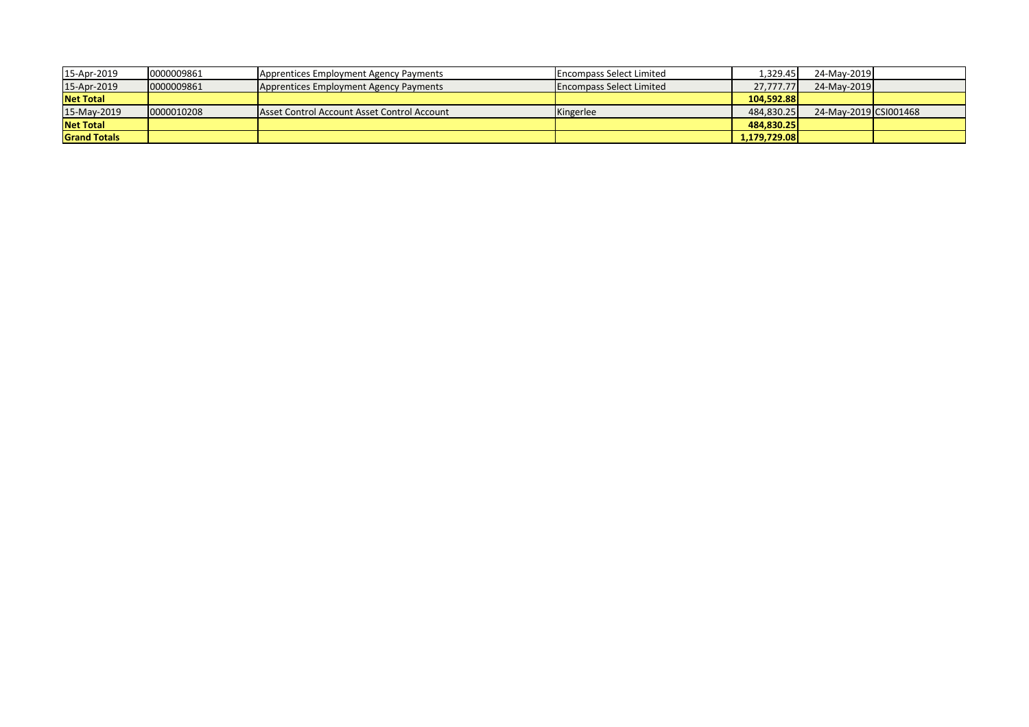| | | | | | | |
|---|---|---|---|---|---|---|
| 15-Apr-2019 | 0000009861 | Apprentices Employment Agency Payments | Encompass Select Limited | 1,329.45 | 24-May-2019 | |
| 15-Apr-2019 | 0000009861 | Apprentices Employment Agency Payments | Encompass Select Limited | 27,777.77 | 24-May-2019 | |
| **Net Total** | | | | **104,592.88** | | |
| 15-May-2019 | 0000010208 | Asset Control Account Asset Control Account | Kingerlee | 484,830.25 | 24-May-2019 | CSI001468 |
| **Net Total** | | | | **484,830.25** | | |
| **Grand Totals** | | | | **1,179,729.08** | | |